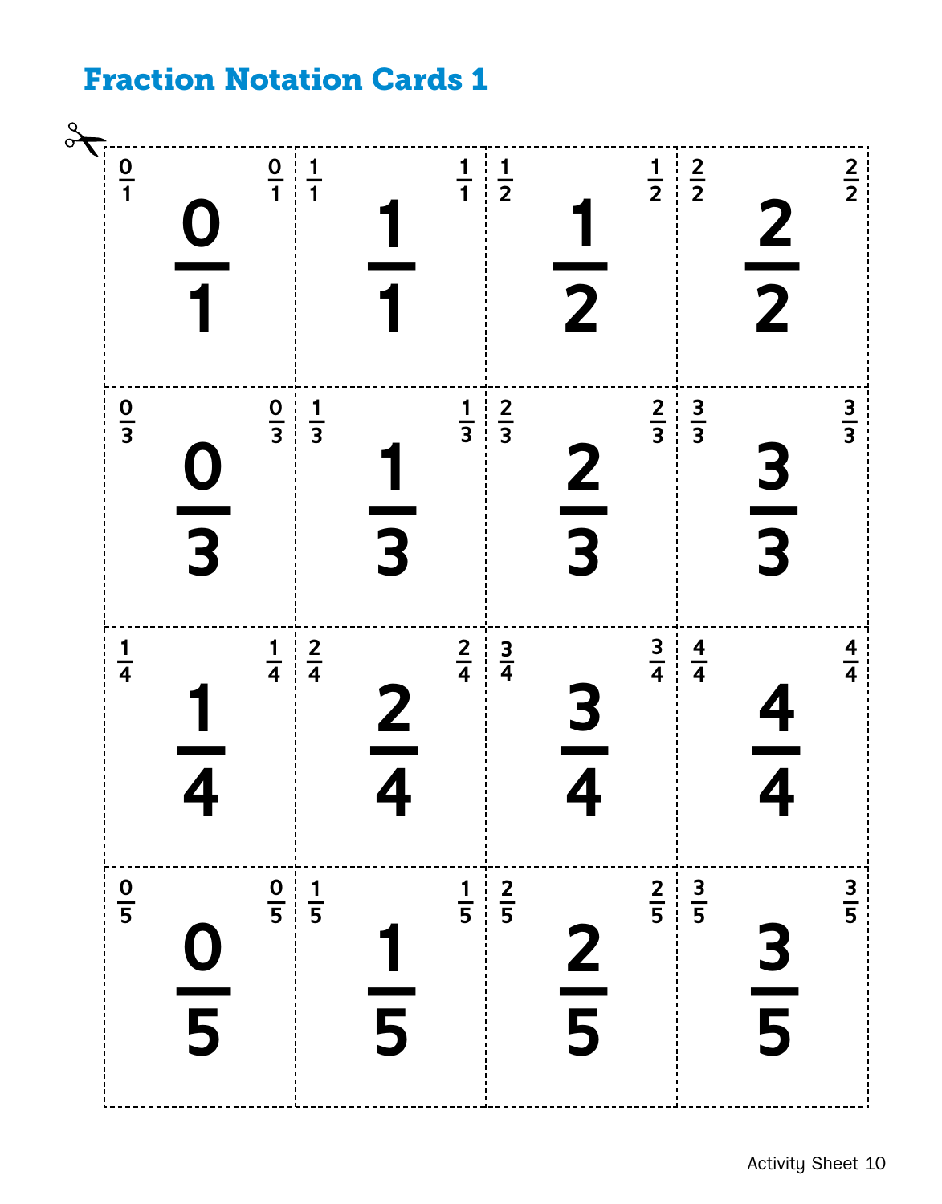# Fraction Notation Cards 1

| | | | |
|---|---|---|---|
| $\frac{0}{1}$ | $\frac{1}{1}$ | $\frac{1}{2}$ | $\frac{2}{2}$ |
| $\frac{0}{3}$ | $\frac{1}{3}$ | $\frac{2}{3}$ | $\frac{3}{3}$ |
| $\frac{1}{4}$ | $\frac{2}{4}$ | $\frac{3}{4}$ | $\frac{4}{4}$ |
| $\frac{0}{5}$ | $\frac{1}{5}$ | $\frac{2}{5}$ | $\frac{3}{5}$ |

Activity Sheet 10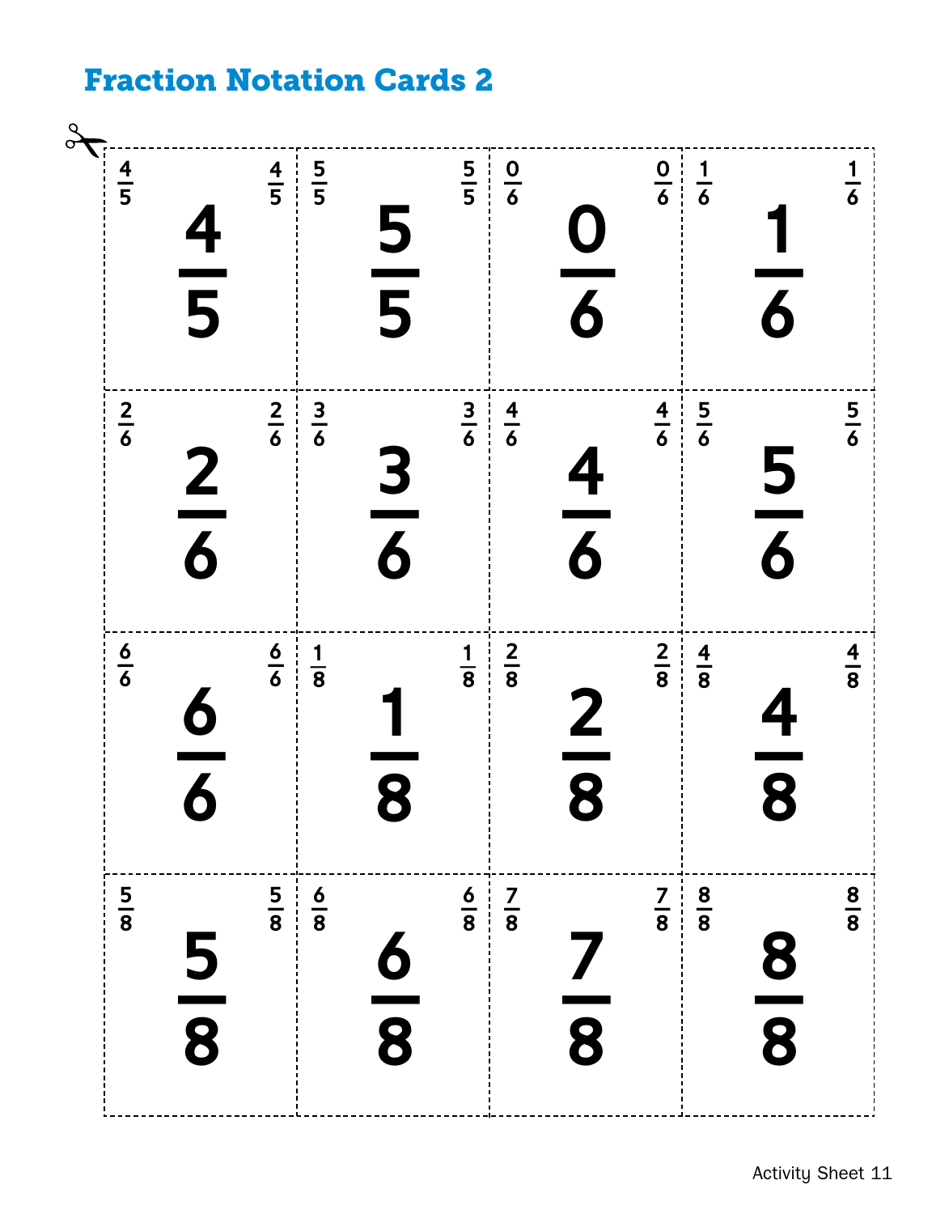# Fraction Notation Cards 2

| | | | |
|---|---|---|---|
| $\frac{4}{5}$ | $\frac{5}{5}$ | $\frac{0}{6}$ | $\frac{1}{6}$ |
| $\frac{2}{6}$ | $\frac{3}{6}$ | $\frac{4}{6}$ | $\frac{5}{6}$ |
| $\frac{6}{6}$ | $\frac{1}{8}$ | $\frac{2}{8}$ | $\frac{4}{8}$ |
| $\frac{5}{8}$ | $\frac{6}{8}$ | $\frac{7}{8}$ | $\frac{8}{8}$ |

Activity Sheet 11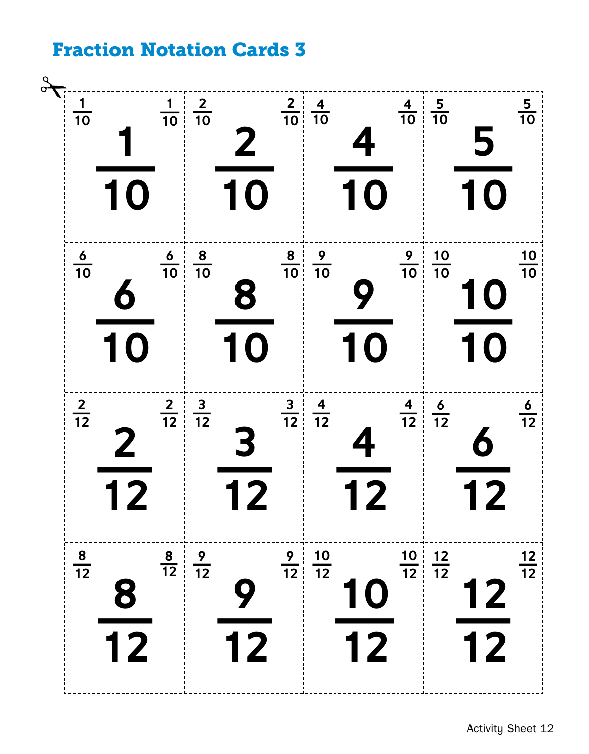# Fraction Notation Cards 3

| | | | |
|---|---|---|---|
| $\frac{1}{10}$ | $\frac{2}{10}$ | $\frac{4}{10}$ | $\frac{5}{10}$ |
| $\frac{6}{10}$ | $\frac{8}{10}$ | $\frac{9}{10}$ | $\frac{10}{10}$ |
| $\frac{2}{12}$ | $\frac{3}{12}$ | $\frac{4}{12}$ | $\frac{6}{12}$ |
| $\frac{8}{12}$ | $\frac{9}{12}$ | $\frac{10}{12}$ | $\frac{12}{12}$ |

Activity Sheet 12